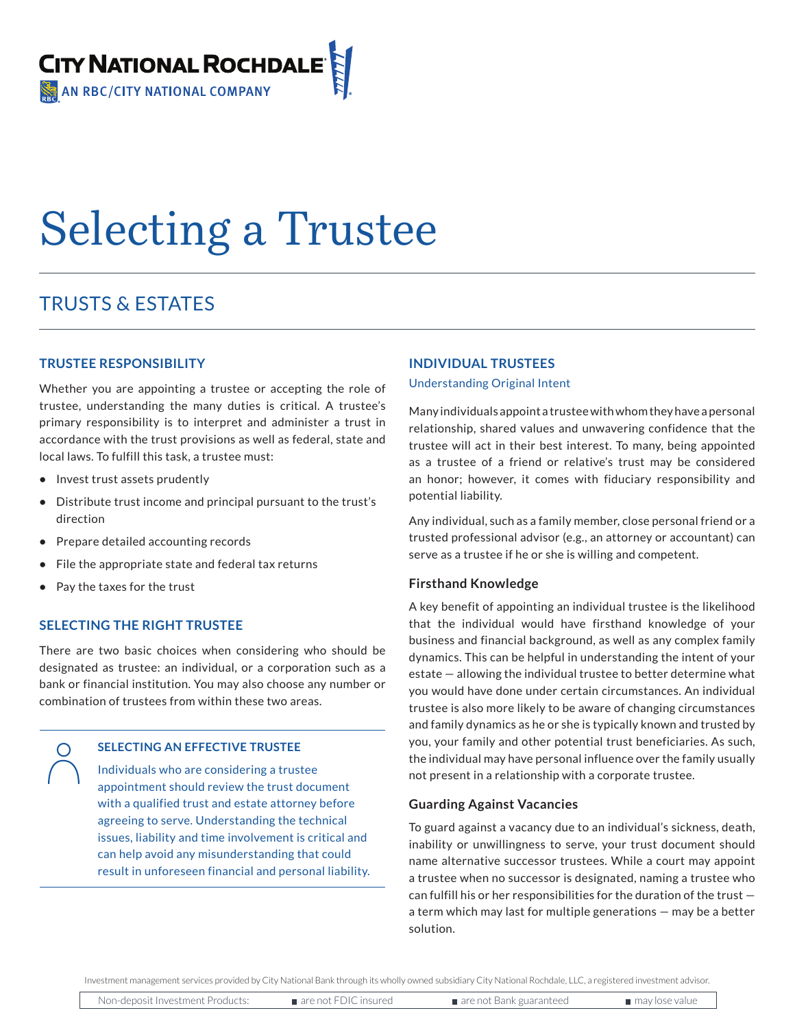CITY NATIONAL ROCHDALE
AN RBC/CITY NATIONAL COMPANY

# Selecting a Trustee

## TRUSTS & ESTATES

### TRUSTEE RESPONSIBILITY

Whether you are appointing a trustee or accepting the role of trustee, understanding the many duties is critical. A trustee's primary responsibility is to interpret and administer a trust in accordance with the trust provisions as well as federal, state and local laws. To fulfill this task, a trustee must:

- Invest trust assets prudently
- Distribute trust income and principal pursuant to the trust's direction
- Prepare detailed accounting records
- File the appropriate state and federal tax returns
- Pay the taxes for the trust

### SELECTING THE RIGHT TRUSTEE

There are two basic choices when considering who should be designated as trustee: an individual, or a corporation such as a bank or financial institution. You may also choose any number or combination of trustees from within these two areas.

> **SELECTING AN EFFECTIVE TRUSTEE**
>
> Individuals who are considering a trustee appointment should review the trust document with a qualified trust and estate attorney before agreeing to serve. Understanding the technical issues, liability and time involvement is critical and can help avoid any misunderstanding that could result in unforeseen financial and personal liability.

### INDIVIDUAL TRUSTEES

Understanding Original Intent

Many individuals appoint a trustee with whom they have a personal relationship, shared values and unwavering confidence that the trustee will act in their best interest. To many, being appointed as a trustee of a friend or relative's trust may be considered an honor; however, it comes with fiduciary responsibility and potential liability.

Any individual, such as a family member, close personal friend or a trusted professional advisor (e.g., an attorney or accountant) can serve as a trustee if he or she is willing and competent.

#### Firsthand Knowledge

A key benefit of appointing an individual trustee is the likelihood that the individual would have firsthand knowledge of your business and financial background, as well as any complex family dynamics. This can be helpful in understanding the intent of your estate — allowing the individual trustee to better determine what you would have done under certain circumstances. An individual trustee is also more likely to be aware of changing circumstances and family dynamics as he or she is typically known and trusted by you, your family and other potential trust beneficiaries. As such, the individual may have personal influence over the family usually not present in a relationship with a corporate trustee.

#### Guarding Against Vacancies

To guard against a vacancy due to an individual's sickness, death, inability or unwillingness to serve, your trust document should name alternative successor trustees. While a court may appoint a trustee when no successor is designated, naming a trustee who can fulfill his or her responsibilities for the duration of the trust — a term which may last for multiple generations — may be a better solution.

Investment management services provided by City National Bank through its wholly owned subsidiary City National Rochdale, LLC, a registered investment advisor.

| Non-deposit Investment Products: | are not FDIC insured | are not Bank guaranteed | may lose value |
|---|---|---|---|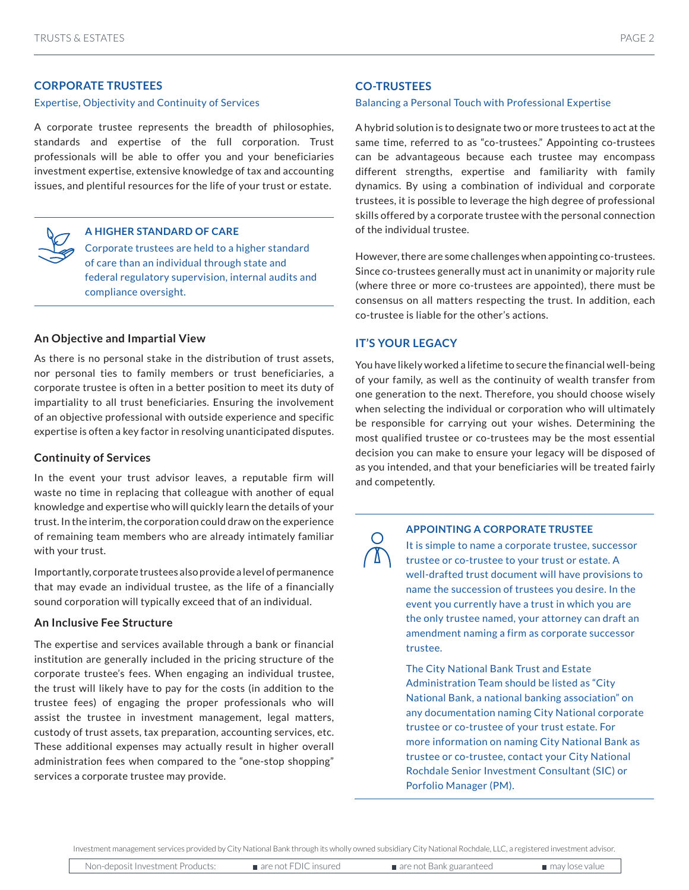## CORPORATE TRUSTEES

Expertise, Objectivity and Continuity of Services

A corporate trustee represents the breadth of philosophies, standards and expertise of the full corporation. Trust professionals will be able to offer you and your beneficiaries investment expertise, extensive knowledge of tax and accounting issues, and plentiful resources for the life of your trust or estate.

**A HIGHER STANDARD OF CARE**

Corporate trustees are held to a higher standard of care than an individual through state and federal regulatory supervision, internal audits and compliance oversight.

### An Objective and Impartial View

As there is no personal stake in the distribution of trust assets, nor personal ties to family members or trust beneficiaries, a corporate trustee is often in a better position to meet its duty of impartiality to all trust beneficiaries. Ensuring the involvement of an objective professional with outside experience and specific expertise is often a key factor in resolving unanticipated disputes.

### Continuity of Services

In the event your trust advisor leaves, a reputable firm will waste no time in replacing that colleague with another of equal knowledge and expertise who will quickly learn the details of your trust. In the interim, the corporation could draw on the experience of remaining team members who are already intimately familiar with your trust.

Importantly, corporate trustees also provide a level of permanence that may evade an individual trustee, as the life of a financially sound corporation will typically exceed that of an individual.

### An Inclusive Fee Structure

The expertise and services available through a bank or financial institution are generally included in the pricing structure of the corporate trustee's fees. When engaging an individual trustee, the trust will likely have to pay for the costs (in addition to the trustee fees) of engaging the proper professionals who will assist the trustee in investment management, legal matters, custody of trust assets, tax preparation, accounting services, etc. These additional expenses may actually result in higher overall administration fees when compared to the "one-stop shopping" services a corporate trustee may provide.

## CO-TRUSTEES

Balancing a Personal Touch with Professional Expertise

A hybrid solution is to designate two or more trustees to act at the same time, referred to as "co-trustees." Appointing co-trustees can be advantageous because each trustee may encompass different strengths, expertise and familiarity with family dynamics. By using a combination of individual and corporate trustees, it is possible to leverage the high degree of professional skills offered by a corporate trustee with the personal connection of the individual trustee.

However, there are some challenges when appointing co-trustees. Since co-trustees generally must act in unanimity or majority rule (where three or more co-trustees are appointed), there must be consensus on all matters respecting the trust. In addition, each co-trustee is liable for the other's actions.

## IT'S YOUR LEGACY

You have likely worked a lifetime to secure the financial well-being of your family, as well as the continuity of wealth transfer from one generation to the next. Therefore, you should choose wisely when selecting the individual or corporation who will ultimately be responsible for carrying out your wishes. Determining the most qualified trustee or co-trustees may be the most essential decision you can make to ensure your legacy will be disposed of as you intended, and that your beneficiaries will be treated fairly and competently.

**APPOINTING A CORPORATE TRUSTEE**

It is simple to name a corporate trustee, successor trustee or co-trustee to your trust or estate. A well-drafted trust document will have provisions to name the succession of trustees you desire. In the event you currently have a trust in which you are the only trustee named, your attorney can draft an amendment naming a firm as corporate successor trustee.

The City National Bank Trust and Estate Administration Team should be listed as "City National Bank, a national banking association" on any documentation naming City National corporate trustee or co-trustee of your trust estate. For more information on naming City National Bank as trustee or co-trustee, contact your City National Rochdale Senior Investment Consultant (SIC) or Porfolio Manager (PM).

Investment management services provided by City National Bank through its wholly owned subsidiary City National Rochdale, LLC, a registered investment advisor.

| Non-deposit Investment Products: | ■ are not FDIC insured | ■ are not Bank guaranteed | ■ may lose value |
|---|---|---|---|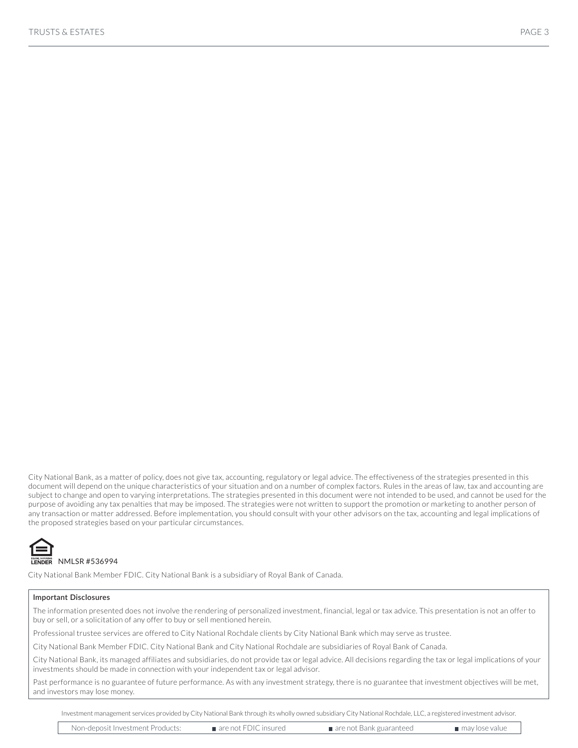City National Bank, as a matter of policy, does not give tax, accounting, regulatory or legal advice. The effectiveness of the strategies presented in this document will depend on the unique characteristics of your situation and on a number of complex factors. Rules in the areas of law, tax and accounting are subject to change and open to varying interpretations. The strategies presented in this document were not intended to be used, and cannot be used for the purpose of avoiding any tax penalties that may be imposed. The strategies were not written to support the promotion or marketing to another person of any transaction or matter addressed. Before implementation, you should consult with your other advisors on the tax, accounting and legal implications of the proposed strategies based on your particular circumstances.

EQUAL HOUSING LENDER NMLSR #536994

City National Bank Member FDIC. City National Bank is a subsidiary of Royal Bank of Canada.

**Important Disclosures**

The information presented does not involve the rendering of personalized investment, financial, legal or tax advice. This presentation is not an offer to buy or sell, or a solicitation of any offer to buy or sell mentioned herein.

Professional trustee services are offered to City National Rochdale clients by City National Bank which may serve as trustee.

City National Bank Member FDIC. City National Bank and City National Rochdale are subsidiaries of Royal Bank of Canada.

City National Bank, its managed affiliates and subsidiaries, do not provide tax or legal advice. All decisions regarding the tax or legal implications of your investments should be made in connection with your independent tax or legal advisor.

Past performance is no guarantee of future performance. As with any investment strategy, there is no guarantee that investment objectives will be met, and investors may lose money.

Investment management services provided by City National Bank through its wholly owned subsidiary City National Rochdale, LLC, a registered investment advisor.

| | | | |
|---|---|---|---|
| Non-deposit Investment Products: | ■ are not FDIC insured | ■ are not Bank guaranteed | ■ may lose value |